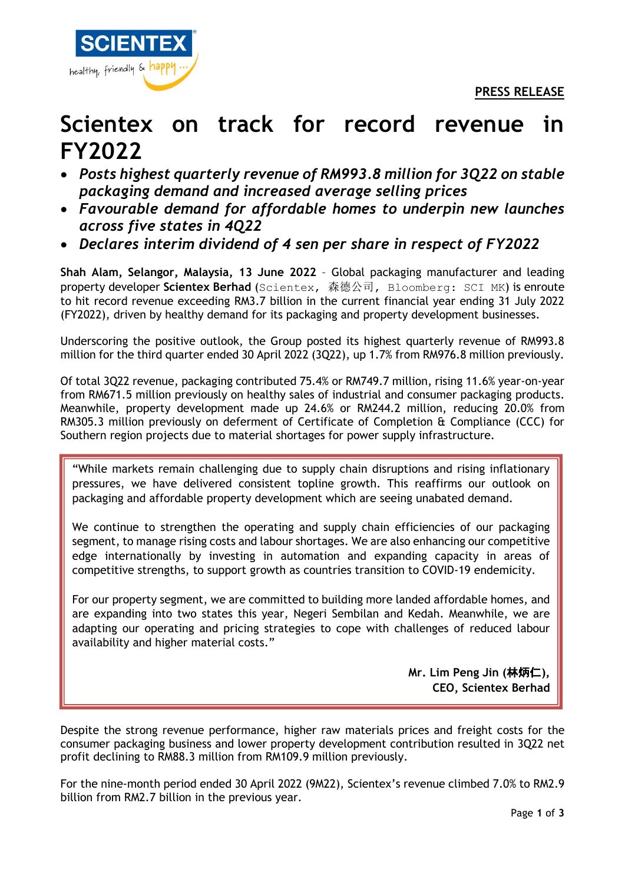**PRESS RELEASE**

# Scientex on track for record revenue in FY2022

- *Posts highest quarterly revenue of RM993.8 million for 3Q22 on stable packaging demand and increased average selling prices*
- *Favourable demand for affordable homes to underpin new launches across five states in 4Q22*
- *Declares interim dividend of 4 sen per share in respect of FY2022*

**Shah Alam, Selangor, Malaysia, 13 June 2022** – Global packaging manufacturer and leading property developer **Scientex Berhad** (Scientex, 森德公司, Bloomberg: SCI MK) is enroute to hit record revenue exceeding RM3.7 billion in the current financial year ending 31 July 2022 (FY2022), driven by healthy demand for its packaging and property development businesses.

Underscoring the positive outlook, the Group posted its highest quarterly revenue of RM993.8 million for the third quarter ended 30 April 2022 (3Q22), up 1.7% from RM976.8 million previously.

Of total 3Q22 revenue, packaging contributed 75.4% or RM749.7 million, rising 11.6% year-on-year from RM671.5 million previously on healthy sales of industrial and consumer packaging products. Meanwhile, property development made up 24.6% or RM244.2 million, reducing 20.0% from RM305.3 million previously on deferment of Certificate of Completion & Compliance (CCC) for Southern region projects due to material shortages for power supply infrastructure.

"While markets remain challenging due to supply chain disruptions and rising inflationary pressures, we have delivered consistent topline growth. This reaffirms our outlook on packaging and affordable property development which are seeing unabated demand.

We continue to strengthen the operating and supply chain efficiencies of our packaging segment, to manage rising costs and labour shortages. We are also enhancing our competitive edge internationally by investing in automation and expanding capacity in areas of competitive strengths, to support growth as countries transition to COVID-19 endemicity.

For our property segment, we are committed to building more landed affordable homes, and are expanding into two states this year, Negeri Sembilan and Kedah. Meanwhile, we are adapting our operating and pricing strategies to cope with challenges of reduced labour availability and higher material costs."

**Mr. Lim Peng Jin (林炳仁),**
**CEO, Scientex Berhad**

Despite the strong revenue performance, higher raw materials prices and freight costs for the consumer packaging business and lower property development contribution resulted in 3Q22 net profit declining to RM88.3 million from RM109.9 million previously.

For the nine-month period ended 30 April 2022 (9M22), Scientex's revenue climbed 7.0% to RM2.9 billion from RM2.7 billion in the previous year.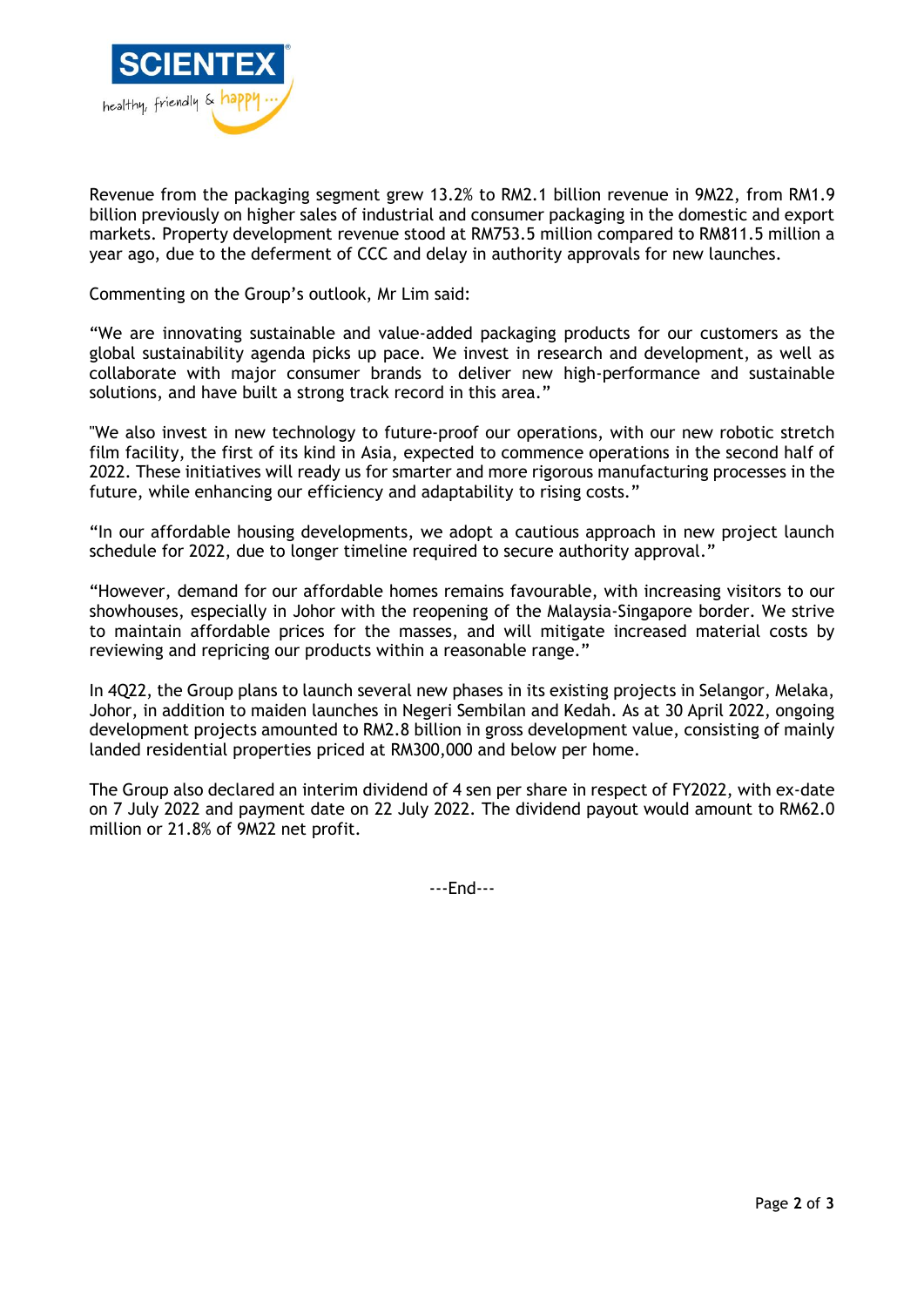Revenue from the packaging segment grew 13.2% to RM2.1 billion revenue in 9M22, from RM1.9 billion previously on higher sales of industrial and consumer packaging in the domestic and export markets. Property development revenue stood at RM753.5 million compared to RM811.5 million a year ago, due to the deferment of CCC and delay in authority approvals for new launches.

Commenting on the Group's outlook, Mr Lim said:

"We are innovating sustainable and value-added packaging products for our customers as the global sustainability agenda picks up pace. We invest in research and development, as well as collaborate with major consumer brands to deliver new high-performance and sustainable solutions, and have built a strong track record in this area."

"We also invest in new technology to future-proof our operations, with our new robotic stretch film facility, the first of its kind in Asia, expected to commence operations in the second half of 2022. These initiatives will ready us for smarter and more rigorous manufacturing processes in the future, while enhancing our efficiency and adaptability to rising costs."

"In our affordable housing developments, we adopt a cautious approach in new project launch schedule for 2022, due to longer timeline required to secure authority approval."

"However, demand for our affordable homes remains favourable, with increasing visitors to our showhouses, especially in Johor with the reopening of the Malaysia-Singapore border. We strive to maintain affordable prices for the masses, and will mitigate increased material costs by reviewing and repricing our products within a reasonable range."

In 4Q22, the Group plans to launch several new phases in its existing projects in Selangor, Melaka, Johor, in addition to maiden launches in Negeri Sembilan and Kedah. As at 30 April 2022, ongoing development projects amounted to RM2.8 billion in gross development value, consisting of mainly landed residential properties priced at RM300,000 and below per home.

The Group also declared an interim dividend of 4 sen per share in respect of FY2022, with ex-date on 7 July 2022 and payment date on 22 July 2022. The dividend payout would amount to RM62.0 million or 21.8% of 9M22 net profit.

---End---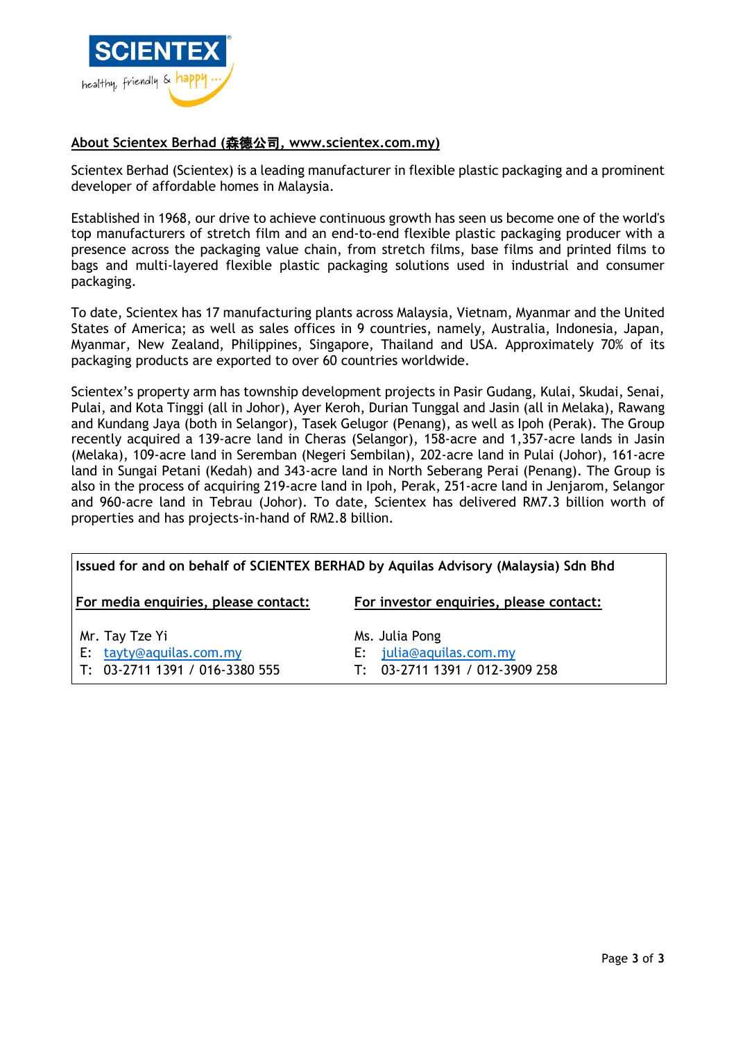## About Scientex Berhad (森德公司, www.scientex.com.my)

Scientex Berhad (Scientex) is a leading manufacturer in flexible plastic packaging and a prominent developer of affordable homes in Malaysia.

Established in 1968, our drive to achieve continuous growth has seen us become one of the world's top manufacturers of stretch film and an end-to-end flexible plastic packaging producer with a presence across the packaging value chain, from stretch films, base films and printed films to bags and multi-layered flexible plastic packaging solutions used in industrial and consumer packaging.

To date, Scientex has 17 manufacturing plants across Malaysia, Vietnam, Myanmar and the United States of America; as well as sales offices in 9 countries, namely, Australia, Indonesia, Japan, Myanmar, New Zealand, Philippines, Singapore, Thailand and USA. Approximately 70% of its packaging products are exported to over 60 countries worldwide.

Scientex's property arm has township development projects in Pasir Gudang, Kulai, Skudai, Senai, Pulai, and Kota Tinggi (all in Johor), Ayer Keroh, Durian Tunggal and Jasin (all in Melaka), Rawang and Kundang Jaya (both in Selangor), Tasek Gelugor (Penang), as well as Ipoh (Perak). The Group recently acquired a 139-acre land in Cheras (Selangor), 158-acre and 1,357-acre lands in Jasin (Melaka), 109-acre land in Seremban (Negeri Sembilan), 202-acre land in Pulai (Johor), 161-acre land in Sungai Petani (Kedah) and 343-acre land in North Seberang Perai (Penang). The Group is also in the process of acquiring 219-acre land in Ipoh, Perak, 251-acre land in Jenjarom, Selangor and 960-acre land in Tebrau (Johor). To date, Scientex has delivered RM7.3 billion worth of properties and has projects-in-hand of RM2.8 billion.

**Issued for and on behalf of SCIENTEX BERHAD by Aquilas Advisory (Malaysia) Sdn Bhd**

| For media enquiries, please contact: | For investor enquiries, please contact: |
|---|---|
| Mr. Tay Tze Yi | Ms. Julia Pong |
| E: tayty@aquilas.com.my | E: julia@aquilas.com.my |
| T: 03-2711 1391 / 016-3380 555 | T: 03-2711 1391 / 012-3909 258 |